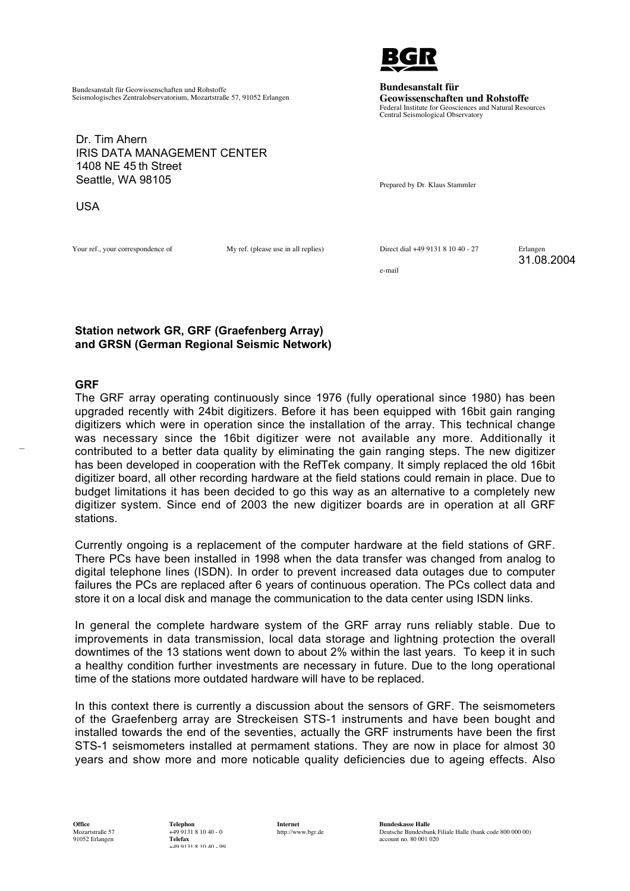Bundesanstalt für Geowissenschaften und Rohstoffe
Seismologisches Zentralobservatorium, Mozartstraße 57, 91052 Erlangen

**BGR**

**Bundesanstalt für Geowissenschaften und Rohstoffe**
Federal Institute for Geosciences and Natural Resources
Central Seismological Observatory

Dr. Tim Ahern
IRIS DATA MANAGEMENT CENTER
1408 NE 45 th Street
Seattle, WA 98105

USA

Prepared by Dr. Klaus Stammler

| Your ref., your correspondence of | My ref. (please use in all replies) | Direct dial +49 9131 8 10 40 - 27 | Erlangen |
|---|---|---|---|
| | | e-mail | 31.08.2004 |

**Station network GR, GRF (Graefenberg Array) and GRSN (German Regional Seismic Network)**

**GRF**

The GRF array operating continuously since 1976 (fully operational since 1980) has been upgraded recently with 24bit digitizers. Before it has been equipped with 16bit gain ranging digitizers which were in operation since the installation of the array. This technical change was necessary since the 16bit digitizer were not available any more. Additionally it contributed to a better data quality by eliminating the gain ranging steps. The new digitizer has been developed in cooperation with the RefTek company. It simply replaced the old 16bit digitizer board, all other recording hardware at the field stations could remain in place. Due to budget limitations it has been decided to go this way as an alternative to a completely new digitizer system. Since end of 2003 the new digitizer boards are in operation at all GRF stations.

Currently ongoing is a replacement of the computer hardware at the field stations of GRF. There PCs have been installed in 1998 when the data transfer was changed from analog to digital telephone lines (ISDN). In order to prevent increased data outages due to computer failures the PCs are replaced after 6 years of continuous operation. The PCs collect data and store it on a local disk and manage the communication to the data center using ISDN links.

In general the complete hardware system of the GRF array runs reliably stable. Due to improvements in data transmission, local data storage and lightning protection the overall downtimes of the 13 stations went down to about 2% within the last years. To keep it in such a healthy condition further investments are necessary in future. Due to the long operational time of the stations more outdated hardware will have to be replaced.

In this context there is currently a discussion about the sensors of GRF. The seismometers of the Graefenberg array are Streckeisen STS-1 instruments and have been bought and installed towards the end of the seventies, actually the GRF instruments have been the first STS-1 seismometers installed at permament stations. They are now in place for almost 30 years and show more and more noticable quality deficiencies due to ageing effects. Also

**Office**
Mozartstraße 57
91052 Erlangen

**Telephon**
+49 9131 8 10 40 - 0
**Telefax**
+49 9131 8 10 40 - 99

**Internet**
http://www.bgr.de

**Bundeskasse Halle**
Deutsche Bundesbank Filiale Halle (bank code 800 000 00)
account no. 80 001 020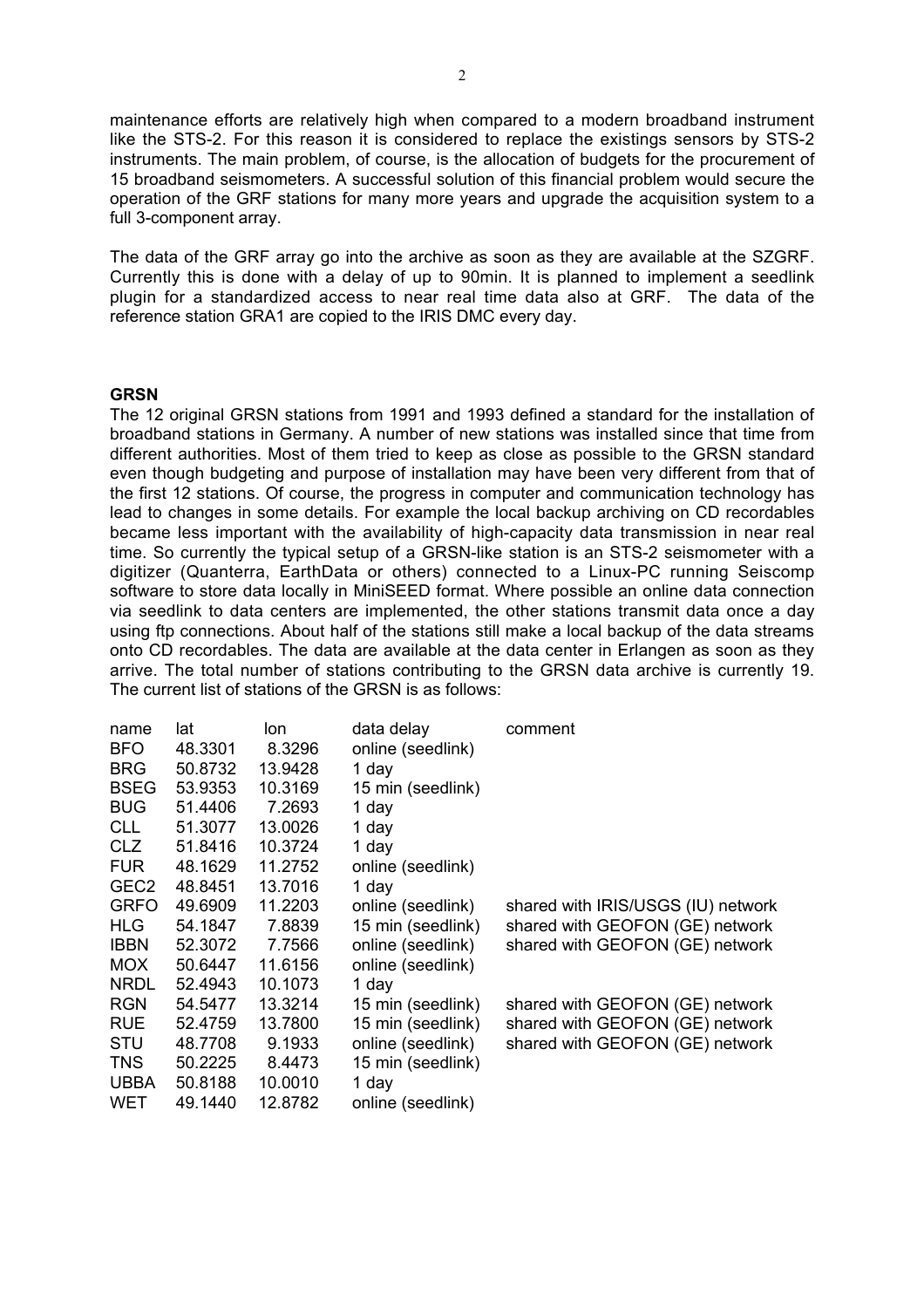maintenance efforts are relatively high when compared to a modern broadband instrument like the STS-2. For this reason it is considered to replace the existings sensors by STS-2 instruments. The main problem, of course, is the allocation of budgets for the procurement of 15 broadband seismometers. A successful solution of this financial problem would secure the operation of the GRF stations for many more years and upgrade the acquisition system to a full 3-component array.

The data of the GRF array go into the archive as soon as they are available at the SZGRF. Currently this is done with a delay of up to 90min. It is planned to implement a seedlink plugin for a standardized access to near real time data also at GRF. The data of the reference station GRA1 are copied to the IRIS DMC every day.

**GRSN**

The 12 original GRSN stations from 1991 and 1993 defined a standard for the installation of broadband stations in Germany. A number of new stations was installed since that time from different authorities. Most of them tried to keep as close as possible to the GRSN standard even though budgeting and purpose of installation may have been very different from that of the first 12 stations. Of course, the progress in computer and communication technology has lead to changes in some details. For example the local backup archiving on CD recordables became less important with the availability of high-capacity data transmission in near real time. So currently the typical setup of a GRSN-like station is an STS-2 seismometer with a digitizer (Quanterra, EarthData or others) connected to a Linux-PC running Seiscomp software to store data locally in MiniSEED format. Where possible an online data connection via seedlink to data centers are implemented, the other stations transmit data once a day using ftp connections. About half of the stations still make a local backup of the data streams onto CD recordables. The data are available at the data center in Erlangen as soon as they arrive. The total number of stations contributing to the GRSN data archive is currently 19. The current list of stations of the GRSN is as follows:

| name | lat | lon | data delay | comment |
|---|---|---|---|---|
| BFO | 48.3301 | 8.3296 | online (seedlink) | |
| BRG | 50.8732 | 13.9428 | 1 day | |
| BSEG | 53.9353 | 10.3169 | 15 min (seedlink) | |
| BUG | 51.4406 | 7.2693 | 1 day | |
| CLL | 51.3077 | 13.0026 | 1 day | |
| CLZ | 51.8416 | 10.3724 | 1 day | |
| FUR | 48.1629 | 11.2752 | online (seedlink) | |
| GEC2 | 48.8451 | 13.7016 | 1 day | |
| GRFO | 49.6909 | 11.2203 | online (seedlink) | shared with IRIS/USGS (IU) network |
| HLG | 54.1847 | 7.8839 | 15 min (seedlink) | shared with GEOFON (GE) network |
| IBBN | 52.3072 | 7.7566 | online (seedlink) | shared with GEOFON (GE) network |
| MOX | 50.6447 | 11.6156 | online (seedlink) | |
| NRDL | 52.4943 | 10.1073 | 1 day | |
| RGN | 54.5477 | 13.3214 | 15 min (seedlink) | shared with GEOFON (GE) network |
| RUE | 52.4759 | 13.7800 | 15 min (seedlink) | shared with GEOFON (GE) network |
| STU | 48.7708 | 9.1933 | online (seedlink) | shared with GEOFON (GE) network |
| TNS | 50.2225 | 8.4473 | 15 min (seedlink) | |
| UBBA | 50.8188 | 10.0010 | 1 day | |
| WET | 49.1440 | 12.8782 | online (seedlink) | |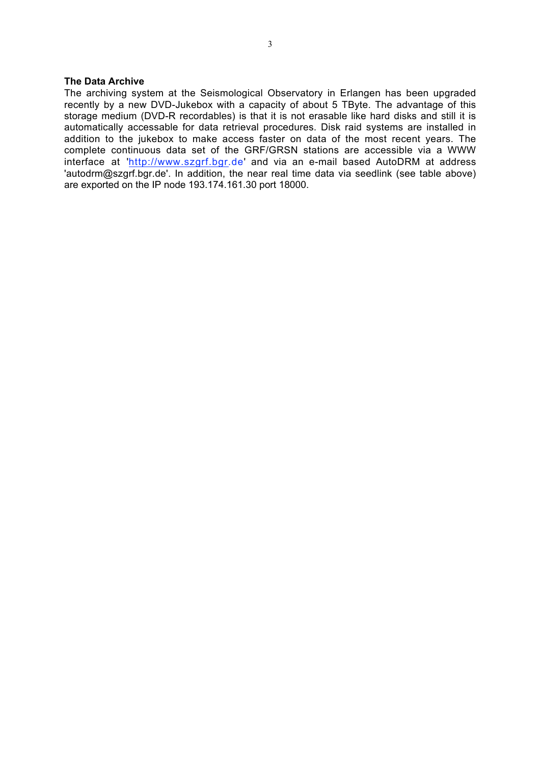**The Data Archive**

The archiving system at the Seismological Observatory in Erlangen has been upgraded recently by a new DVD-Jukebox with a capacity of about 5 TByte. The advantage of this storage medium (DVD-R recordables) is that it is not erasable like hard disks and still it is automatically accessable for data retrieval procedures. Disk raid systems are installed in addition to the jukebox to make access faster on data of the most recent years. The complete continuous data set of the GRF/GRSN stations are accessible via a WWW interface at 'http://www.szgrf.bgr.de' and via an e-mail based AutoDRM at address 'autodrm@szgrf.bgr.de'. In addition, the near real time data via seedlink (see table above) are exported on the IP node 193.174.161.30 port 18000.